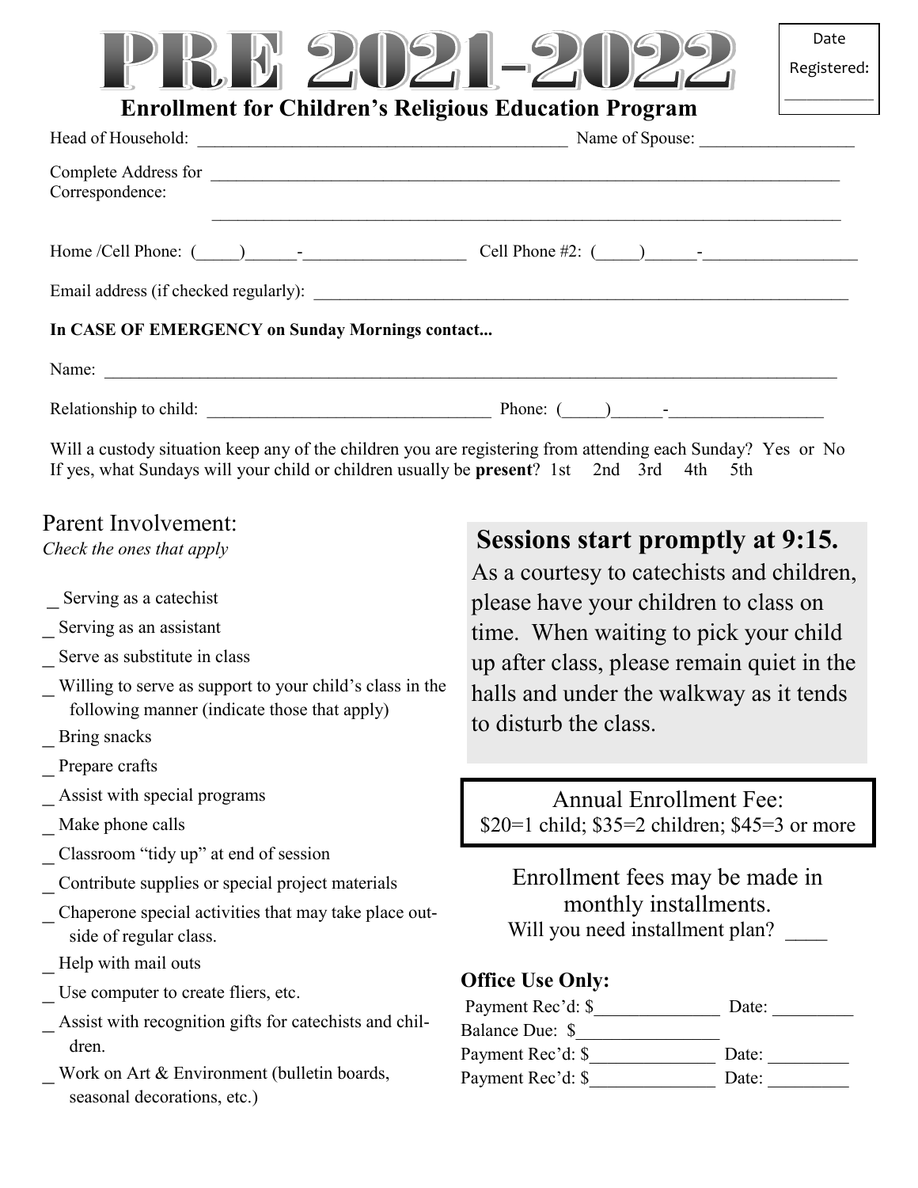# PRE 2021-2022

Date Registered: __________

## Enrollment for Children's Religious Education Program

Head of Household: ____________________________________________ Name of Spouse: __________________

Complete Address for Correspondence: ____________________________________________________________________________

____________________________________________________________________________

Home /Cell Phone: (_____)______-___________________ Cell Phone #2: (_____)______-__________________

Email address (if checked regularly): ________________________________________________________________

**In CASE OF EMERGENCY on Sunday Mornings contact...**

Name: ____________________________________________________________________________________________

Relationship to child: _________________________________ Phone: (_____)______-__________________

Will a custody situation keep any of the children you are registering from attending each Sunday? Yes or No
If yes, what Sundays will your child or children usually be **present**? 1st 2nd 3rd 4th 5th

## Parent Involvement:

*Check the ones that apply*

_ Serving as a catechist
_ Serving as an assistant
_ Serve as substitute in class
_ Willing to serve as support to your child's class in the following manner (indicate those that apply)
_ Bring snacks
_ Prepare crafts
_ Assist with special programs
_ Make phone calls
_ Classroom "tidy up" at end of session
_ Contribute supplies or special project materials
_ Chaperone special activities that may take place outside of regular class.
_ Help with mail outs
_ Use computer to create fliers, etc.
_ Assist with recognition gifts for catechists and children.
_ Work on Art & Environment (bulletin boards, seasonal decorations, etc.)

**Sessions start promptly at 9:15.**

As a courtesy to catechists and children, please have your children to class on time. When waiting to pick your child up after class, please remain quiet in the halls and under the walkway as it tends to disturb the class.

Annual Enrollment Fee:
$20=1 child; $35=2 children; $45=3 or more

Enrollment fees may be made in monthly installments.
Will you need installment plan? ____

**Office Use Only:**

Payment Rec'd: $______________ Date: _________
Balance Due: $________________
Payment Rec'd: $______________ Date: _________
Payment Rec'd: $______________ Date: _________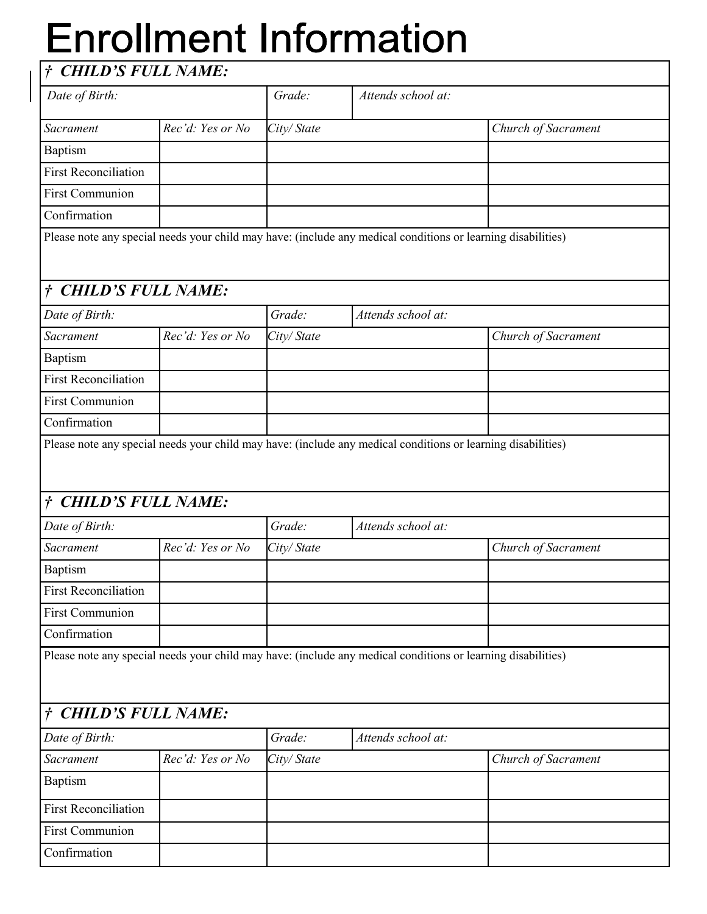# Enrollment Information

| *† CHILD'S FULL NAME:* | | | | |
|---|---|---|---|---|
| *Date of Birth:* | | *Grade:* | *Attends school at:* | |
| *Sacrament* | *Rec'd: Yes or No* | *City/ State* | | *Church of Sacrament* |
| Baptism | | | | |
| First Reconciliation | | | | |
| First Communion | | | | |
| Confirmation | | | | |
| Please note any special needs your child may have: (include any medical conditions or learning disabilities) | | | | |

| *† CHILD'S FULL NAME:* | | | | |
|---|---|---|---|---|
| *Date of Birth:* | | *Grade:* | *Attends school at:* | |
| *Sacrament* | *Rec'd: Yes or No* | *City/ State* | | *Church of Sacrament* |
| Baptism | | | | |
| First Reconciliation | | | | |
| First Communion | | | | |
| Confirmation | | | | |
| Please note any special needs your child may have: (include any medical conditions or learning disabilities) | | | | |

| *† CHILD'S FULL NAME:* | | | | |
|---|---|---|---|---|
| *Date of Birth:* | | *Grade:* | *Attends school at:* | |
| *Sacrament* | *Rec'd: Yes or No* | *City/ State* | | *Church of Sacrament* |
| Baptism | | | | |
| First Reconciliation | | | | |
| First Communion | | | | |
| Confirmation | | | | |
| Please note any special needs your child may have: (include any medical conditions or learning disabilities) | | | | |

| *† CHILD'S FULL NAME:* | | | | |
|---|---|---|---|---|
| *Date of Birth:* | | *Grade:* | *Attends school at:* | |
| *Sacrament* | *Rec'd: Yes or No* | *City/ State* | | *Church of Sacrament* |
| Baptism | | | | |
| First Reconciliation | | | | |
| First Communion | | | | |
| Confirmation | | | | |